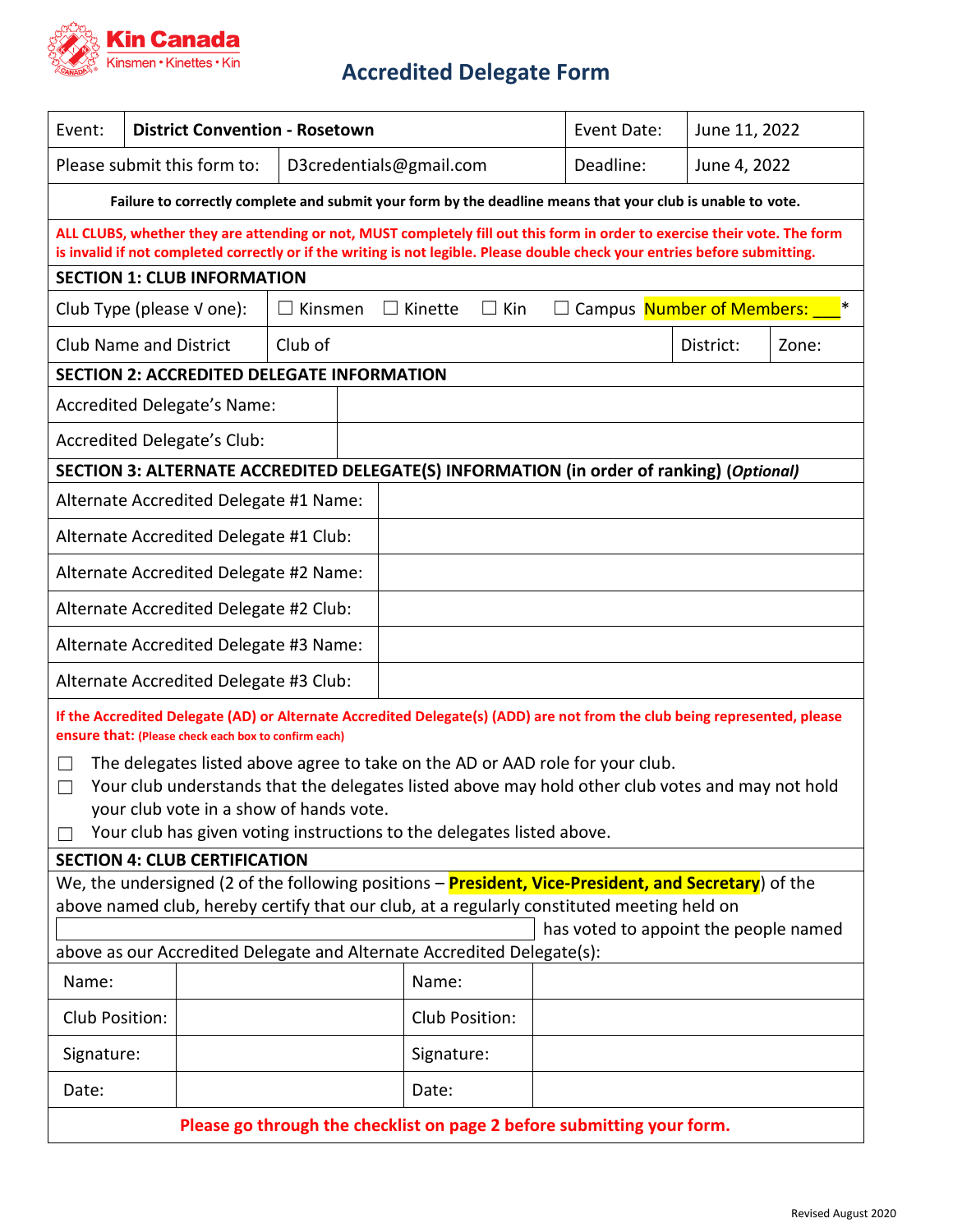Kin Canada
Kinsmen • Kinettes • Kin

# Accredited Delegate Form

| Event: | District Convention - Rosetown | Event Date: | June 11, 2022 |
|---|---|---|---|
| Please submit this form to: | D3credentials@gmail.com | Deadline: | June 4, 2022 |

**Failure to correctly complete and submit your form by the deadline means that your club is unable to vote.**

**ALL CLUBS, whether they are attending or not, MUST completely fill out this form in order to exercise their vote. The form is invalid if not completed correctly or if the writing is not legible. Please double check your entries before submitting.**

## SECTION 1: CLUB INFORMATION

| | | | |
|---|---|---|---|
| Club Type (please √ one): | ☐ Kinsmen ☐ Kinette ☐ Kin ☐ Campus Number of Members: ___* | | |
| Club Name and District | Club of | District: | Zone: |

## SECTION 2: ACCREDITED DELEGATE INFORMATION

| | |
|---|---|
| Accredited Delegate's Name: | |
| Accredited Delegate's Club: | |

## SECTION 3: ALTERNATE ACCREDITED DELEGATE(S) INFORMATION (in order of ranking) (*Optional*)

| | |
|---|---|
| Alternate Accredited Delegate #1 Name: | |
| Alternate Accredited Delegate #1 Club: | |
| Alternate Accredited Delegate #2 Name: | |
| Alternate Accredited Delegate #2 Club: | |
| Alternate Accredited Delegate #3 Name: | |
| Alternate Accredited Delegate #3 Club: | |

**If the Accredited Delegate (AD) or Alternate Accredited Delegate(s) (ADD) are not from the club being represented, please ensure that:** (Please check each box to confirm each)

- ☐ The delegates listed above agree to take on the AD or AAD role for your club.
- ☐ Your club understands that the delegates listed above may hold other club votes and may not hold your club vote in a show of hands vote.
- ☐ Your club has given voting instructions to the delegates listed above.

## SECTION 4: CLUB CERTIFICATION

We, the undersigned (2 of the following positions – **President, Vice-President, and Secretary**) of the above named club, hereby certify that our club, at a regularly constituted meeting held on ____________________ has voted to appoint the people named above as our Accredited Delegate and Alternate Accredited Delegate(s):

| | | | |
|---|---|---|---|
| Name: | | Name: | |
| Club Position: | | Club Position: | |
| Signature: | | Signature: | |
| Date: | | Date: | |

**Please go through the checklist on page 2 before submitting your form.**

Revised August 2020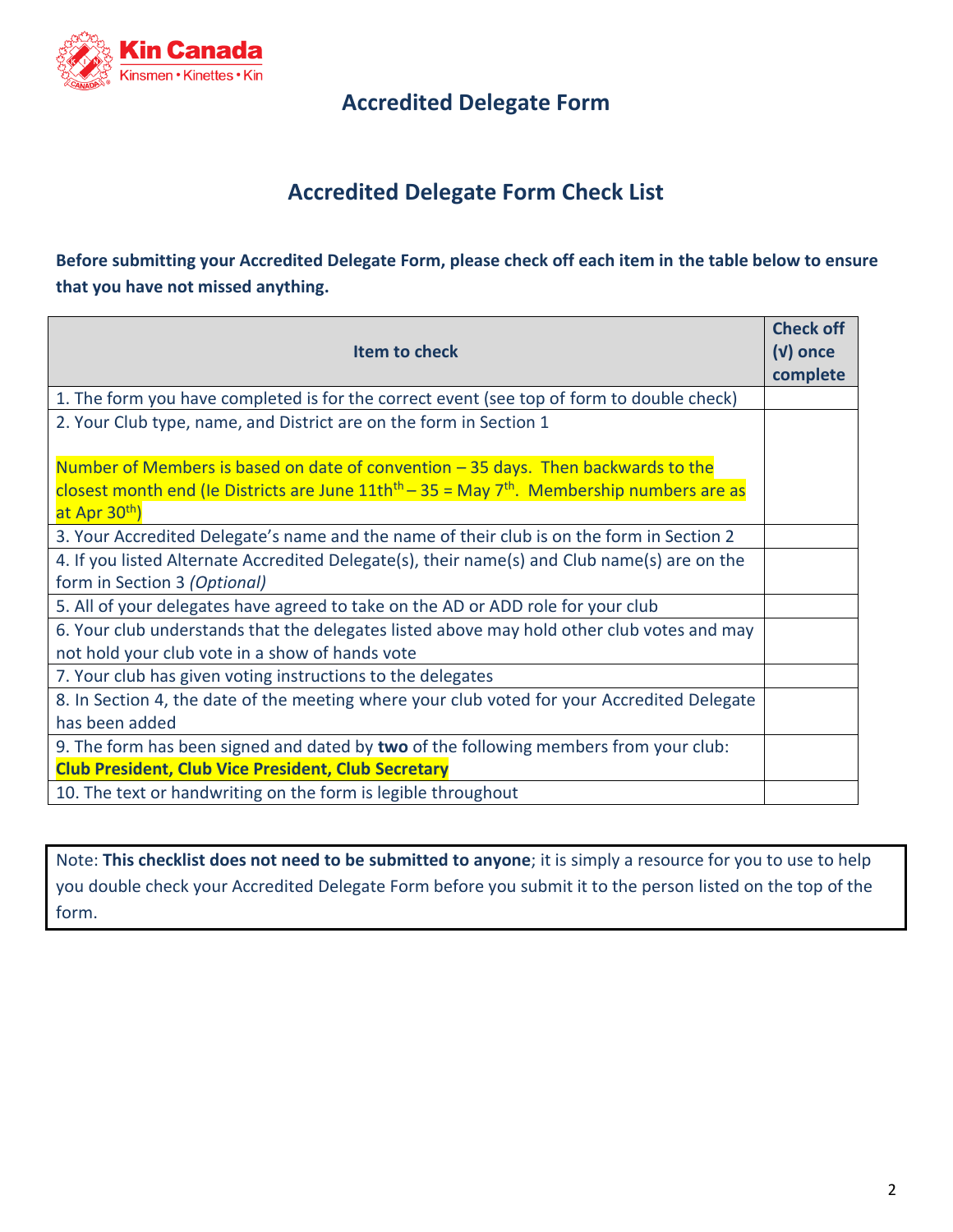Kin Canada
Kinsmen • Kinettes • Kin

# Accredited Delegate Form

## Accredited Delegate Form Check List

**Before submitting your Accredited Delegate Form, please check off each item in the table below to ensure that you have not missed anything.**

| Item to check | Check off (√) once complete |
|---|---|
| 1. The form you have completed is for the correct event (see top of form to double check) | |
| 2. Your Club type, name, and District are on the form in Section 1<br><br>Number of Members is based on date of convention – 35 days. Then backwards to the closest month end (Ie Districts are June 11th$^{th}$ – 35 = May 7$^{th}$. Membership numbers are as at Apr 30$^{th}$) | |
| 3. Your Accredited Delegate's name and the name of their club is on the form in Section 2 | |
| 4. If you listed Alternate Accredited Delegate(s), their name(s) and Club name(s) are on the form in Section 3 *(Optional)* | |
| 5. All of your delegates have agreed to take on the AD or ADD role for your club | |
| 6. Your club understands that the delegates listed above may hold other club votes and may not hold your club vote in a show of hands vote | |
| 7. Your club has given voting instructions to the delegates | |
| 8. In Section 4, the date of the meeting where your club voted for your Accredited Delegate has been added | |
| 9. The form has been signed and dated by **two** of the following members from your club: **Club President, Club Vice President, Club Secretary** | |
| 10. The text or handwriting on the form is legible throughout | |

Note: **This checklist does not need to be submitted to anyone**; it is simply a resource for you to use to help you double check your Accredited Delegate Form before you submit it to the person listed on the top of the form.